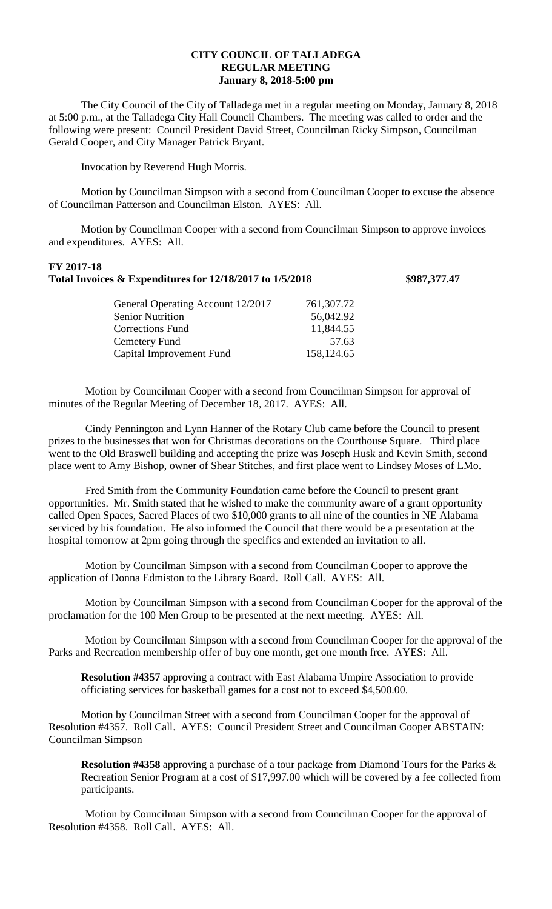**CITY COUNCIL OF TALLADEGA**
**REGULAR MEETING**
**January 8, 2018-5:00 pm**

The City Council of the City of Talladega met in a regular meeting on Monday, January 8, 2018 at 5:00 p.m., at the Talladega City Hall Council Chambers. The meeting was called to order and the following were present: Council President David Street, Councilman Ricky Simpson, Councilman Gerald Cooper, and City Manager Patrick Bryant.

Invocation by Reverend Hugh Morris.

Motion by Councilman Simpson with a second from Councilman Cooper to excuse the absence of Councilman Patterson and Councilman Elston. AYES: All.

Motion by Councilman Cooper with a second from Councilman Simpson to approve invoices and expenditures. AYES: All.

**FY 2017-18**
**Total Invoices & Expenditures for 12/18/2017 to 1/5/2018 $987,377.47**

| | |
|---|---|
| General Operating Account 12/2017 | 761,307.72 |
| Senior Nutrition | 56,042.92 |
| Corrections Fund | 11,844.55 |
| Cemetery Fund | 57.63 |
| Capital Improvement Fund | 158,124.65 |

Motion by Councilman Cooper with a second from Councilman Simpson for approval of minutes of the Regular Meeting of December 18, 2017. AYES: All.

Cindy Pennington and Lynn Hanner of the Rotary Club came before the Council to present prizes to the businesses that won for Christmas decorations on the Courthouse Square. Third place went to the Old Braswell building and accepting the prize was Joseph Husk and Kevin Smith, second place went to Amy Bishop, owner of Shear Stitches, and first place went to Lindsey Moses of LMo.

Fred Smith from the Community Foundation came before the Council to present grant opportunities. Mr. Smith stated that he wished to make the community aware of a grant opportunity called Open Spaces, Sacred Places of two $10,000 grants to all nine of the counties in NE Alabama serviced by his foundation. He also informed the Council that there would be a presentation at the hospital tomorrow at 2pm going through the specifics and extended an invitation to all.

Motion by Councilman Simpson with a second from Councilman Cooper to approve the application of Donna Edmiston to the Library Board. Roll Call. AYES: All.

Motion by Councilman Simpson with a second from Councilman Cooper for the approval of the proclamation for the 100 Men Group to be presented at the next meeting. AYES: All.

Motion by Councilman Simpson with a second from Councilman Cooper for the approval of the Parks and Recreation membership offer of buy one month, get one month free. AYES: All.

**Resolution #4357** approving a contract with East Alabama Umpire Association to provide officiating services for basketball games for a cost not to exceed $4,500.00.

Motion by Councilman Street with a second from Councilman Cooper for the approval of Resolution #4357. Roll Call. AYES: Council President Street and Councilman Cooper ABSTAIN: Councilman Simpson

**Resolution #4358** approving a purchase of a tour package from Diamond Tours for the Parks & Recreation Senior Program at a cost of $17,997.00 which will be covered by a fee collected from participants.

Motion by Councilman Simpson with a second from Councilman Cooper for the approval of Resolution #4358. Roll Call. AYES: All.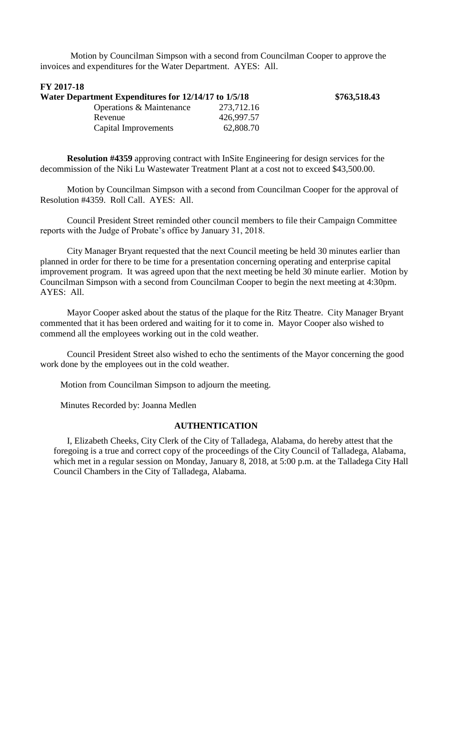Motion by Councilman Simpson with a second from Councilman Cooper to approve the invoices and expenditures for the Water Department. AYES: All.

**FY 2017-18**

**Water Department Expenditures for 12/14/17 to 1/5/18** **$763,518.43**

| | |
|---|---|
| Operations & Maintenance | 273,712.16 |
| Revenue | 426,997.57 |
| Capital Improvements | 62,808.70 |

**Resolution #4359** approving contract with InSite Engineering for design services for the decommission of the Niki Lu Wastewater Treatment Plant at a cost not to exceed $43,500.00.

Motion by Councilman Simpson with a second from Councilman Cooper for the approval of Resolution #4359. Roll Call. AYES: All.

Council President Street reminded other council members to file their Campaign Committee reports with the Judge of Probate's office by January 31, 2018.

City Manager Bryant requested that the next Council meeting be held 30 minutes earlier than planned in order for there to be time for a presentation concerning operating and enterprise capital improvement program. It was agreed upon that the next meeting be held 30 minute earlier. Motion by Councilman Simpson with a second from Councilman Cooper to begin the next meeting at 4:30pm. AYES: All.

Mayor Cooper asked about the status of the plaque for the Ritz Theatre. City Manager Bryant commented that it has been ordered and waiting for it to come in. Mayor Cooper also wished to commend all the employees working out in the cold weather.

Council President Street also wished to echo the sentiments of the Mayor concerning the good work done by the employees out in the cold weather.

Motion from Councilman Simpson to adjourn the meeting.

Minutes Recorded by: Joanna Medlen

## AUTHENTICATION

I, Elizabeth Cheeks, City Clerk of the City of Talladega, Alabama, do hereby attest that the foregoing is a true and correct copy of the proceedings of the City Council of Talladega, Alabama, which met in a regular session on Monday, January 8, 2018, at 5:00 p.m. at the Talladega City Hall Council Chambers in the City of Talladega, Alabama.